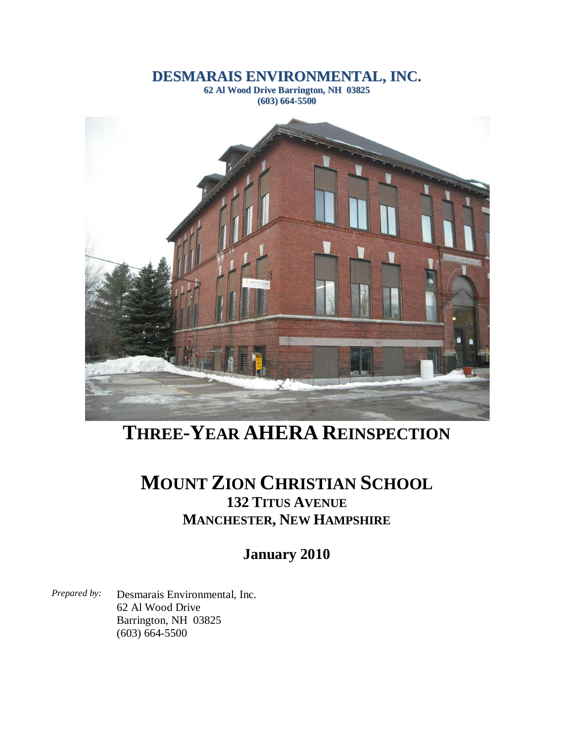**DESMARAIS ENVIRONMENTAL, INC.**
**62 Al Wood Drive Barrington, NH 03825**
**(603) 664-5500**

# THREE-YEAR AHERA REINSPECTION

# MOUNT ZION CHRISTIAN SCHOOL

## 132 TITUS AVENUE
## MANCHESTER, NEW HAMPSHIRE

### January 2010

*Prepared by:* Desmarais Environmental, Inc.
62 Al Wood Drive
Barrington, NH 03825
(603) 664-5500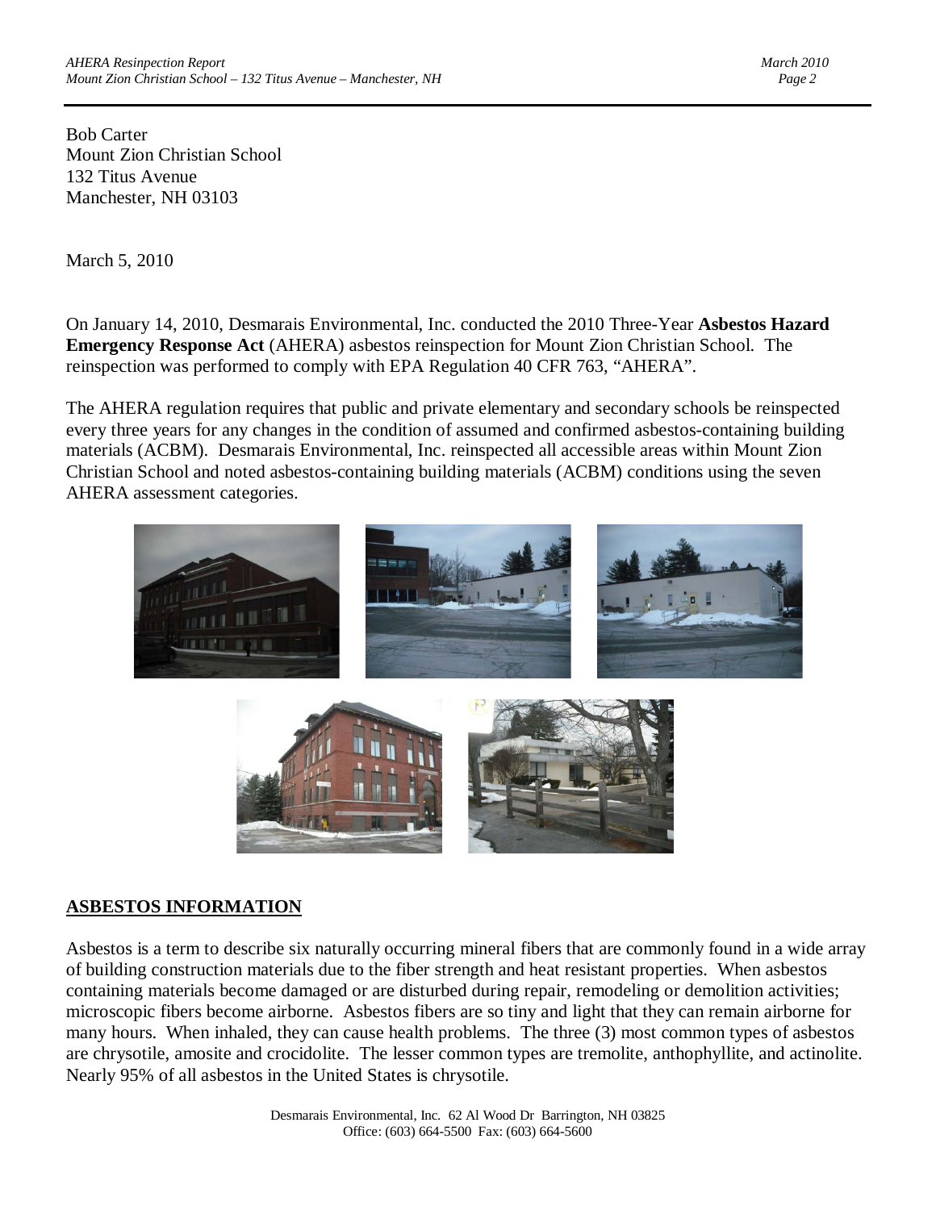Bob Carter
Mount Zion Christian School
132 Titus Avenue
Manchester, NH 03103

March 5, 2010

On January 14, 2010, Desmarais Environmental, Inc. conducted the 2010 Three-Year **Asbestos Hazard Emergency Response Act** (AHERA) asbestos reinspection for Mount Zion Christian School. The reinspection was performed to comply with EPA Regulation 40 CFR 763, "AHERA".

The AHERA regulation requires that public and private elementary and secondary schools be reinspected every three years for any changes in the condition of assumed and confirmed asbestos-containing building materials (ACBM). Desmarais Environmental, Inc. reinspected all accessible areas within Mount Zion Christian School and noted asbestos-containing building materials (ACBM) conditions using the seven AHERA assessment categories.

## ASBESTOS INFORMATION

Asbestos is a term to describe six naturally occurring mineral fibers that are commonly found in a wide array of building construction materials due to the fiber strength and heat resistant properties. When asbestos containing materials become damaged or are disturbed during repair, remodeling or demolition activities; microscopic fibers become airborne. Asbestos fibers are so tiny and light that they can remain airborne for many hours. When inhaled, they can cause health problems. The three (3) most common types of asbestos are chrysotile, amosite and crocidolite. The lesser common types are tremolite, anthophyllite, and actinolite. Nearly 95% of all asbestos in the United States is chrysotile.

Desmarais Environmental, Inc. 62 Al Wood Dr Barrington, NH 03825
Office: (603) 664-5500 Fax: (603) 664-5600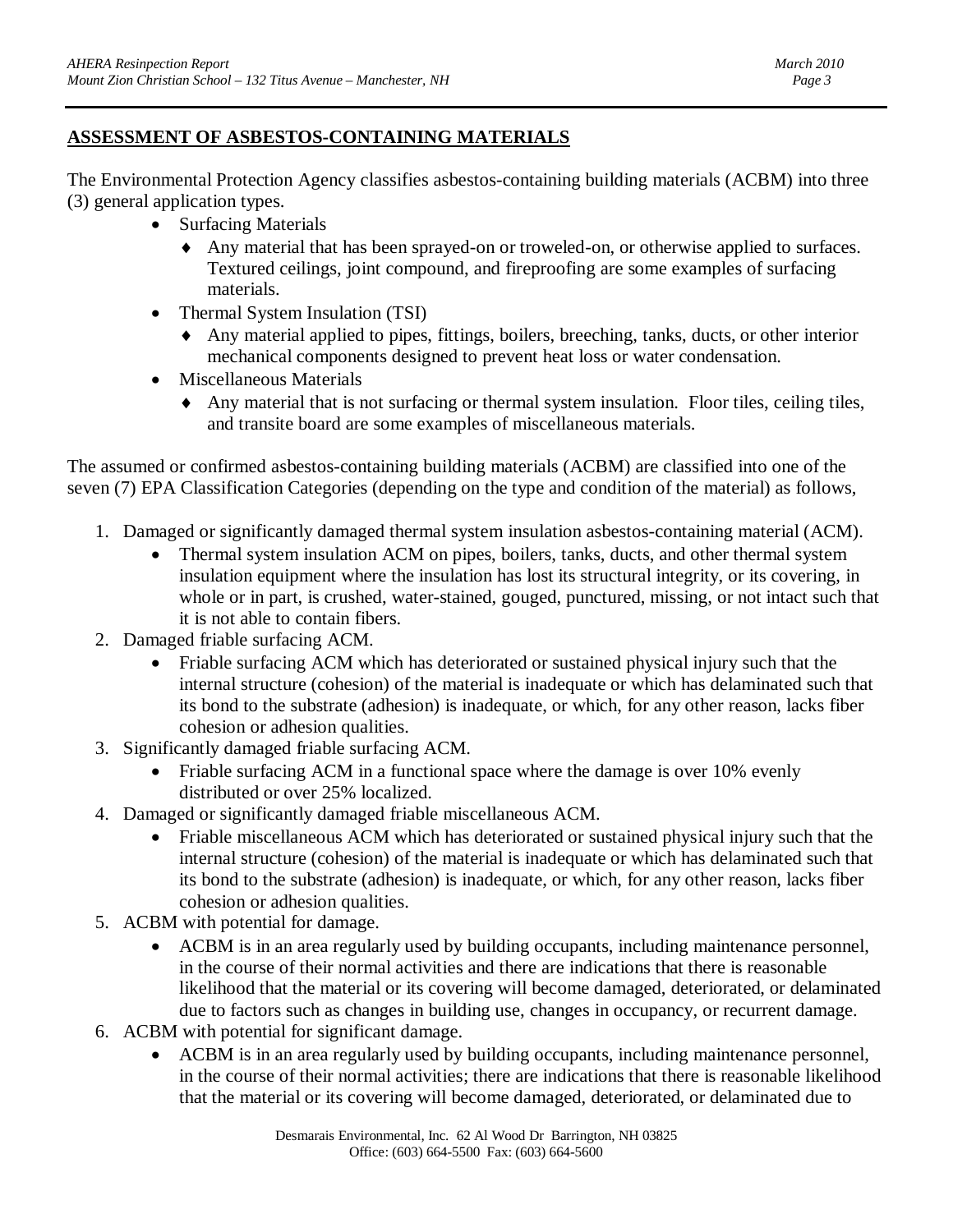## **ASSESSMENT OF ASBESTOS-CONTAINING MATERIALS**

The Environmental Protection Agency classifies asbestos-containing building materials (ACBM) into three (3) general application types.

- Surfacing Materials
  - Any material that has been sprayed-on or troweled-on, or otherwise applied to surfaces. Textured ceilings, joint compound, and fireproofing are some examples of surfacing materials.
- Thermal System Insulation (TSI)
  - Any material applied to pipes, fittings, boilers, breeching, tanks, ducts, or other interior mechanical components designed to prevent heat loss or water condensation.
- Miscellaneous Materials
  - Any material that is not surfacing or thermal system insulation. Floor tiles, ceiling tiles, and transite board are some examples of miscellaneous materials.

The assumed or confirmed asbestos-containing building materials (ACBM) are classified into one of the seven (7) EPA Classification Categories (depending on the type and condition of the material) as follows,

1. Damaged or significantly damaged thermal system insulation asbestos-containing material (ACM).
   - Thermal system insulation ACM on pipes, boilers, tanks, ducts, and other thermal system insulation equipment where the insulation has lost its structural integrity, or its covering, in whole or in part, is crushed, water-stained, gouged, punctured, missing, or not intact such that it is not able to contain fibers.
2. Damaged friable surfacing ACM.
   - Friable surfacing ACM which has deteriorated or sustained physical injury such that the internal structure (cohesion) of the material is inadequate or which has delaminated such that its bond to the substrate (adhesion) is inadequate, or which, for any other reason, lacks fiber cohesion or adhesion qualities.
3. Significantly damaged friable surfacing ACM.
   - Friable surfacing ACM in a functional space where the damage is over 10% evenly distributed or over 25% localized.
4. Damaged or significantly damaged friable miscellaneous ACM.
   - Friable miscellaneous ACM which has deteriorated or sustained physical injury such that the internal structure (cohesion) of the material is inadequate or which has delaminated such that its bond to the substrate (adhesion) is inadequate, or which, for any other reason, lacks fiber cohesion or adhesion qualities.
5. ACBM with potential for damage.
   - ACBM is in an area regularly used by building occupants, including maintenance personnel, in the course of their normal activities and there are indications that there is reasonable likelihood that the material or its covering will become damaged, deteriorated, or delaminated due to factors such as changes in building use, changes in occupancy, or recurrent damage.
6. ACBM with potential for significant damage.
   - ACBM is in an area regularly used by building occupants, including maintenance personnel, in the course of their normal activities; there are indications that there is reasonable likelihood that the material or its covering will become damaged, deteriorated, or delaminated due to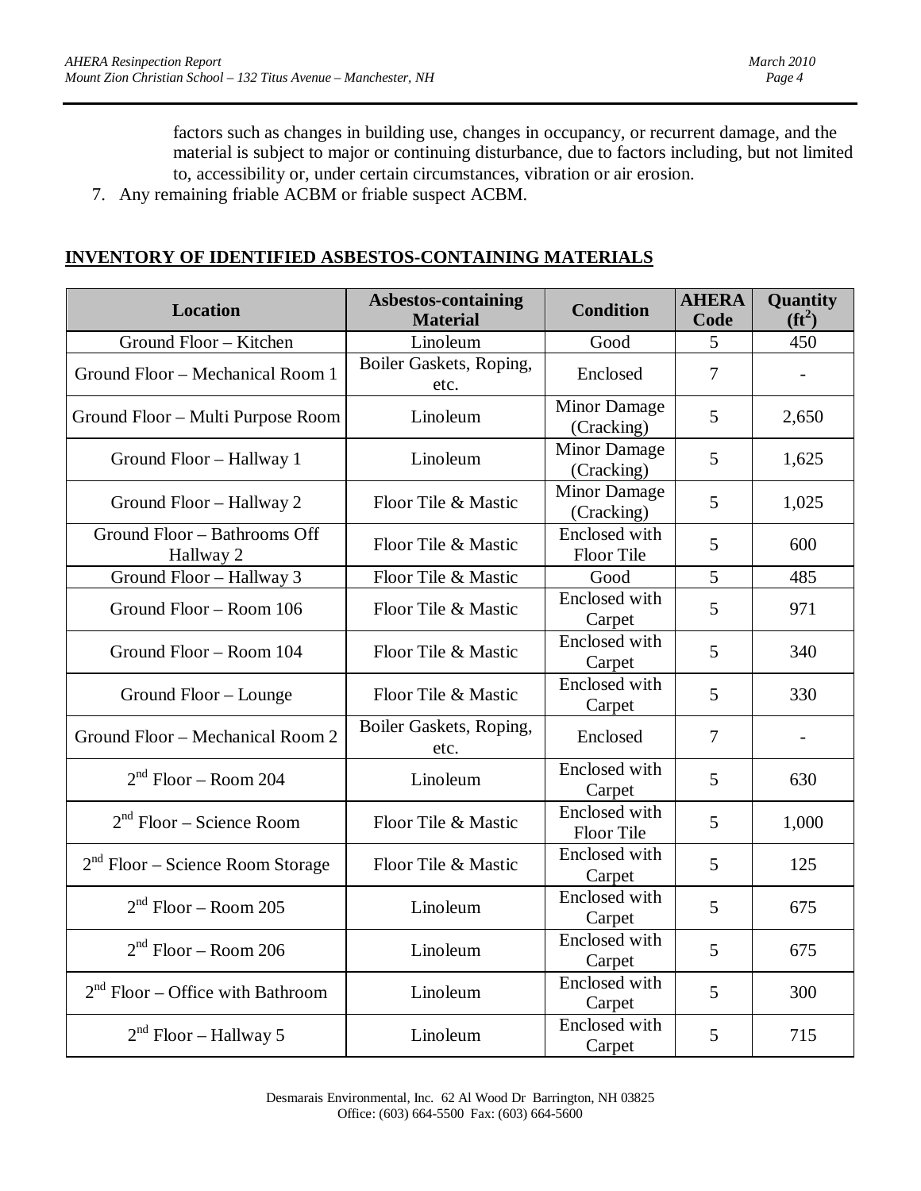factors such as changes in building use, changes in occupancy, or recurrent damage, and the material is subject to major or continuing disturbance, due to factors including, but not limited to, accessibility or, under certain circumstances, vibration or air erosion.

7. Any remaining friable ACBM or friable suspect ACBM.

## INVENTORY OF IDENTIFIED ASBESTOS-CONTAINING MATERIALS

| Location | Asbestos-containing Material | Condition | AHERA Code | Quantity ($ft^2$) |
|---|---|---|---|---|
| Ground Floor – Kitchen | Linoleum | Good | 5 | 450 |
| Ground Floor – Mechanical Room 1 | Boiler Gaskets, Roping, etc. | Enclosed | 7 | - |
| Ground Floor – Multi Purpose Room | Linoleum | Minor Damage (Cracking) | 5 | 2,650 |
| Ground Floor – Hallway 1 | Linoleum | Minor Damage (Cracking) | 5 | 1,625 |
| Ground Floor – Hallway 2 | Floor Tile & Mastic | Minor Damage (Cracking) | 5 | 1,025 |
| Ground Floor – Bathrooms Off Hallway 2 | Floor Tile & Mastic | Enclosed with Floor Tile | 5 | 600 |
| Ground Floor – Hallway 3 | Floor Tile & Mastic | Good | 5 | 485 |
| Ground Floor – Room 106 | Floor Tile & Mastic | Enclosed with Carpet | 5 | 971 |
| Ground Floor – Room 104 | Floor Tile & Mastic | Enclosed with Carpet | 5 | 340 |
| Ground Floor – Lounge | Floor Tile & Mastic | Enclosed with Carpet | 5 | 330 |
| Ground Floor – Mechanical Room 2 | Boiler Gaskets, Roping, etc. | Enclosed | 7 | - |
| 2nd Floor – Room 204 | Linoleum | Enclosed with Carpet | 5 | 630 |
| 2nd Floor – Science Room | Floor Tile & Mastic | Enclosed with Floor Tile | 5 | 1,000 |
| 2nd Floor – Science Room Storage | Floor Tile & Mastic | Enclosed with Carpet | 5 | 125 |
| 2nd Floor – Room 205 | Linoleum | Enclosed with Carpet | 5 | 675 |
| 2nd Floor – Room 206 | Linoleum | Enclosed with Carpet | 5 | 675 |
| 2nd Floor – Office with Bathroom | Linoleum | Enclosed with Carpet | 5 | 300 |
| 2nd Floor – Hallway 5 | Linoleum | Enclosed with Carpet | 5 | 715 |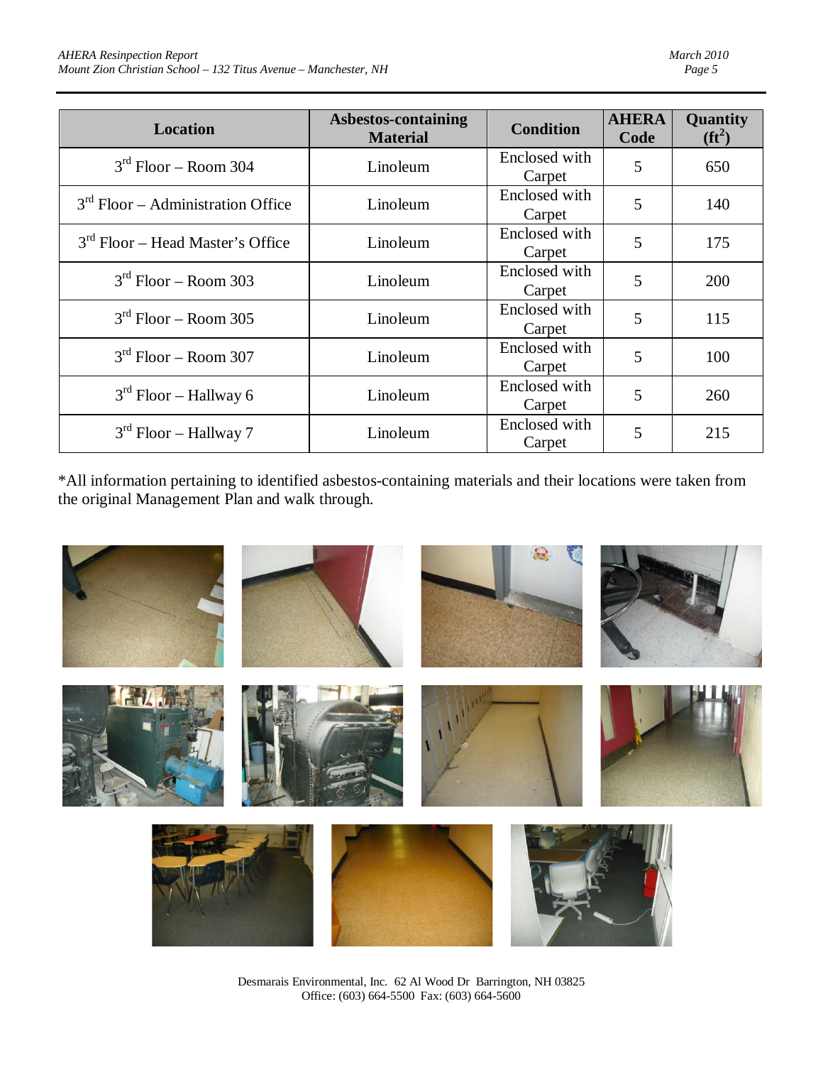| Location | Asbestos-containing Material | Condition | AHERA Code | Quantity ($ft^2$) |
|---|---|---|---|---|
| 3rd Floor – Room 304 | Linoleum | Enclosed with Carpet | 5 | 650 |
| 3rd Floor – Administration Office | Linoleum | Enclosed with Carpet | 5 | 140 |
| 3rd Floor – Head Master's Office | Linoleum | Enclosed with Carpet | 5 | 175 |
| 3rd Floor – Room 303 | Linoleum | Enclosed with Carpet | 5 | 200 |
| 3rd Floor – Room 305 | Linoleum | Enclosed with Carpet | 5 | 115 |
| 3rd Floor – Room 307 | Linoleum | Enclosed with Carpet | 5 | 100 |
| 3rd Floor – Hallway 6 | Linoleum | Enclosed with Carpet | 5 | 260 |
| 3rd Floor – Hallway 7 | Linoleum | Enclosed with Carpet | 5 | 215 |

*All information pertaining to identified asbestos-containing materials and their locations were taken from the original Management Plan and walk through.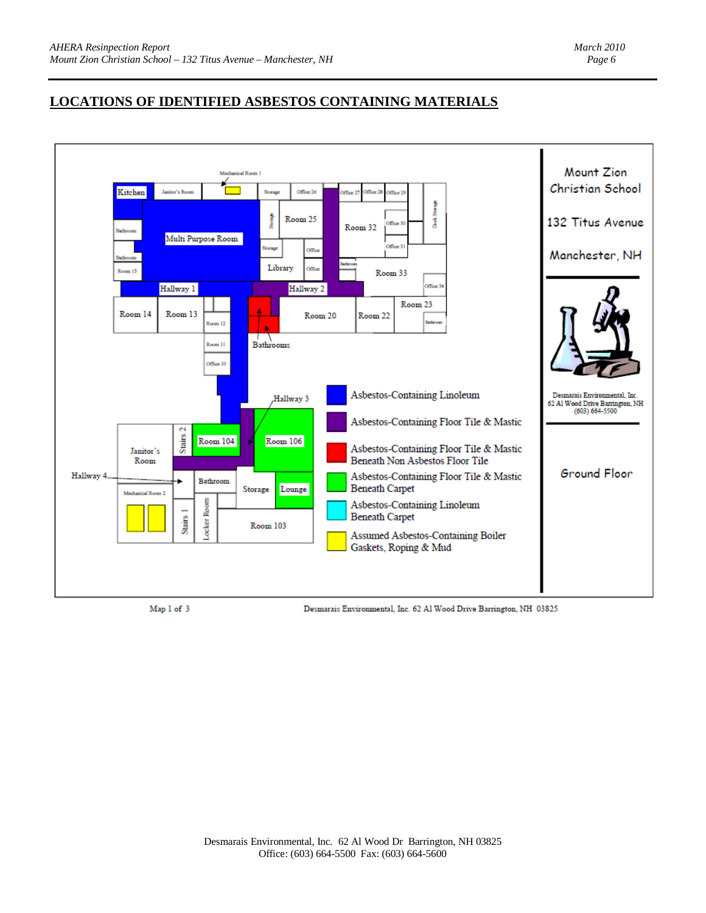## LOCATIONS OF IDENTIFIED ASBESTOS CONTAINING MATERIALS

Mount Zion Christian School

132 Titus Avenue

Manchester, NH

Desmarais Environmental, Inc.
62 Al Wood Drive Barrington, NH
(603) 664-5500

Ground Floor

Legend:

- Asbestos-Containing Linoleum
- Asbestos-Containing Floor Tile & Mastic
- Asbestos-Containing Floor Tile & Mastic Beneath Non Asbestos Floor Tile
- Asbestos-Containing Floor Tile & Mastic Beneath Carpet
- Asbestos-Containing Linoleum Beneath Carpet
- Assumed Asbestos-Containing Boiler Gaskets, Roping & Mud

Map 1 of 3

Desmarais Environmental, Inc. 62 Al Wood Drive Barrington, NH 03825

Desmarais Environmental, Inc. 62 Al Wood Dr Barrington, NH 03825
Office: (603) 664-5500 Fax: (603) 664-5600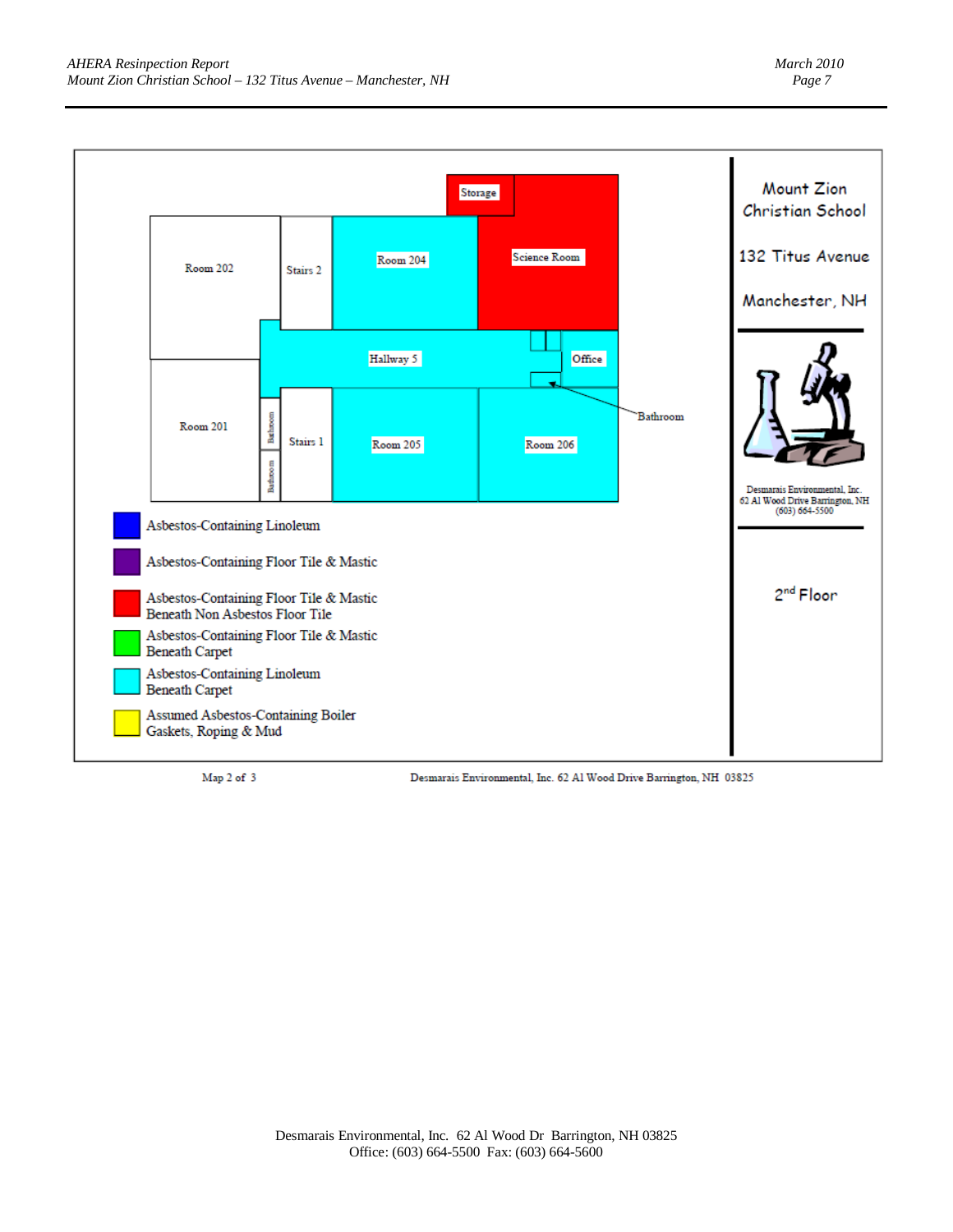Mount Zion Christian School

132 Titus Avenue

Manchester, NH

Desmarais Environmental, Inc.
62 Al Wood Drive Barrington, NH
(603) 664-5500

2nd Floor

Storage

Room 202

Stairs 2

Room 204

Science Room

Hallway 5

Office

Bathroom

Room 201

Bathroom

Bathroom

Stairs 1

Room 205

Room 206

- Asbestos-Containing Linoleum (blue)
- Asbestos-Containing Floor Tile & Mastic (purple)
- Asbestos-Containing Floor Tile & Mastic Beneath Non Asbestos Floor Tile (red)
- Asbestos-Containing Floor Tile & Mastic Beneath Carpet (green)
- Asbestos-Containing Linoleum Beneath Carpet (cyan)
- Assumed Asbestos-Containing Boiler Gaskets, Roping & Mud (yellow)

Map 2 of 3

Desmarais Environmental, Inc. 62 Al Wood Drive Barrington, NH 03825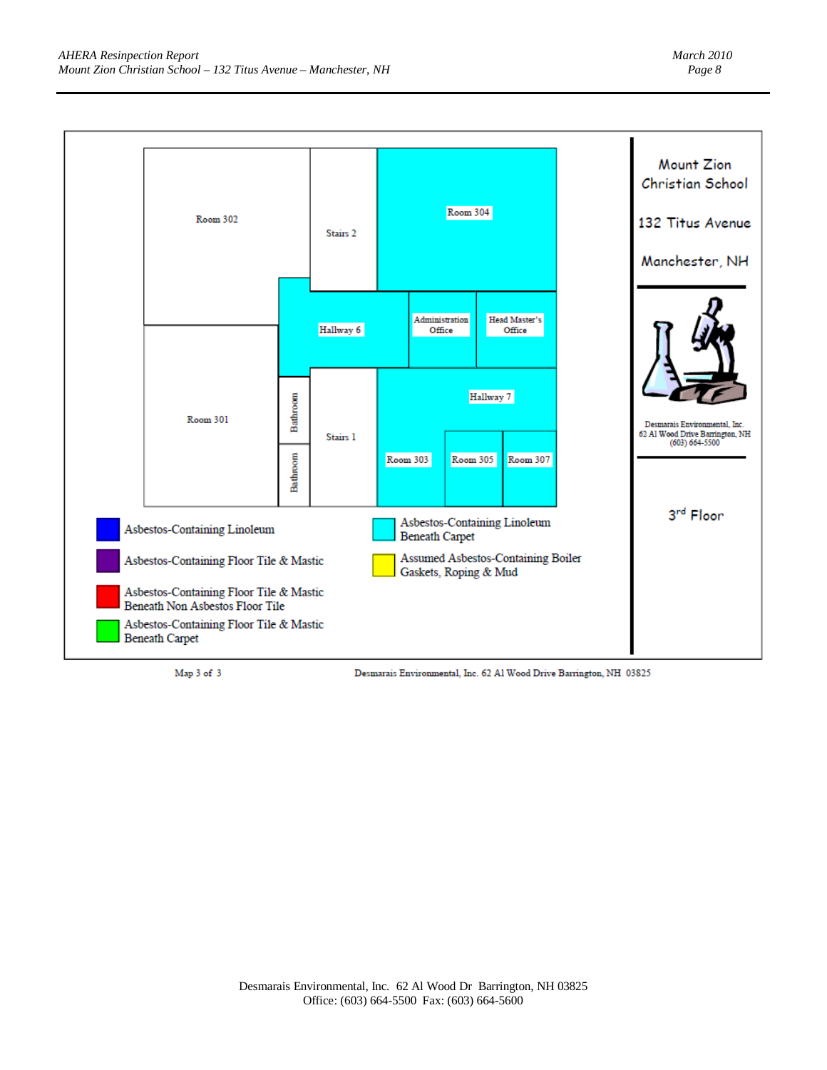Room 302

Stairs 2

Room 304

Hallway 6

Administration Office

Head Master's Office

Room 301

Bathroom

Bathroom

Stairs 1

Hallway 7

Room 303

Room 305

Room 307

- Asbestos-Containing Linoleum
- Asbestos-Containing Floor Tile & Mastic
- Asbestos-Containing Floor Tile & Mastic Beneath Non Asbestos Floor Tile
- Asbestos-Containing Floor Tile & Mastic Beneath Carpet
- Asbestos-Containing Linoleum Beneath Carpet
- Assumed Asbestos-Containing Boiler Gaskets, Roping & Mud

Mount Zion Christian School

132 Titus Avenue

Manchester, NH

Desmarais Environmental, Inc.
62 Al Wood Drive Barrington, NH
(603) 664-5500

3rd Floor

Map 3 of 3

Desmarais Environmental, Inc. 62 Al Wood Drive Barrington, NH 03825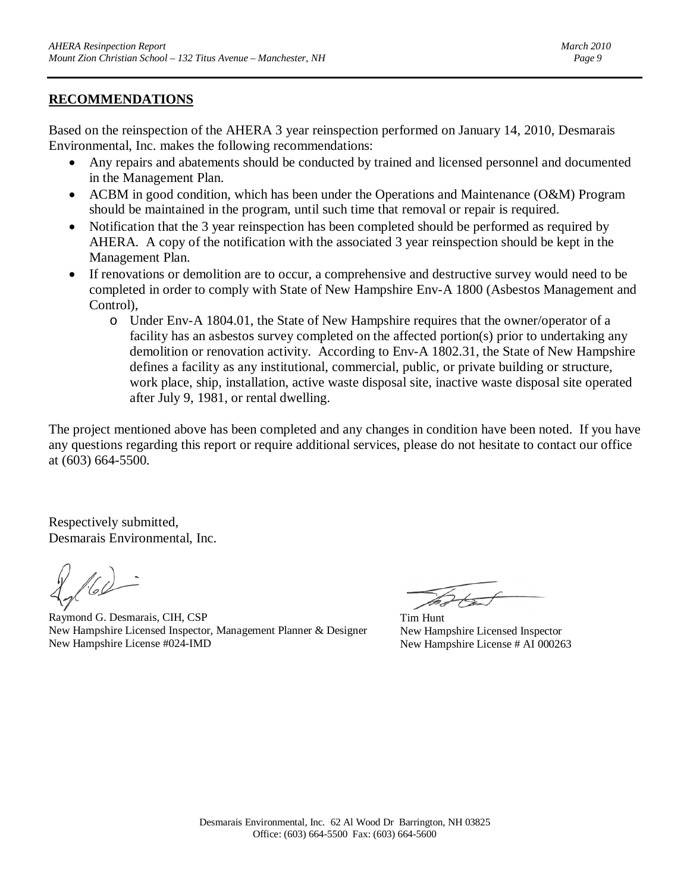## RECOMMENDATIONS

Based on the reinspection of the AHERA 3 year reinspection performed on January 14, 2010, Desmarais Environmental, Inc. makes the following recommendations:

- Any repairs and abatements should be conducted by trained and licensed personnel and documented in the Management Plan.
- ACBM in good condition, which has been under the Operations and Maintenance (O&M) Program should be maintained in the program, until such time that removal or repair is required.
- Notification that the 3 year reinspection has been completed should be performed as required by AHERA. A copy of the notification with the associated 3 year reinspection should be kept in the Management Plan.
- If renovations or demolition are to occur, a comprehensive and destructive survey would need to be completed in order to comply with State of New Hampshire Env-A 1800 (Asbestos Management and Control),
    - Under Env-A 1804.01, the State of New Hampshire requires that the owner/operator of a facility has an asbestos survey completed on the affected portion(s) prior to undertaking any demolition or renovation activity. According to Env-A 1802.31, the State of New Hampshire defines a facility as any institutional, commercial, public, or private building or structure, work place, ship, installation, active waste disposal site, inactive waste disposal site operated after July 9, 1981, or rental dwelling.

The project mentioned above has been completed and any changes in condition have been noted. If you have any questions regarding this report or require additional services, please do not hesitate to contact our office at (603) 664-5500.

Respectively submitted,
Desmarais Environmental, Inc.

Raymond G. Desmarais, CIH, CSP
New Hampshire Licensed Inspector, Management Planner & Designer
New Hampshire License #024-IMD

Tim Hunt
New Hampshire Licensed Inspector
New Hampshire License # AI 000263